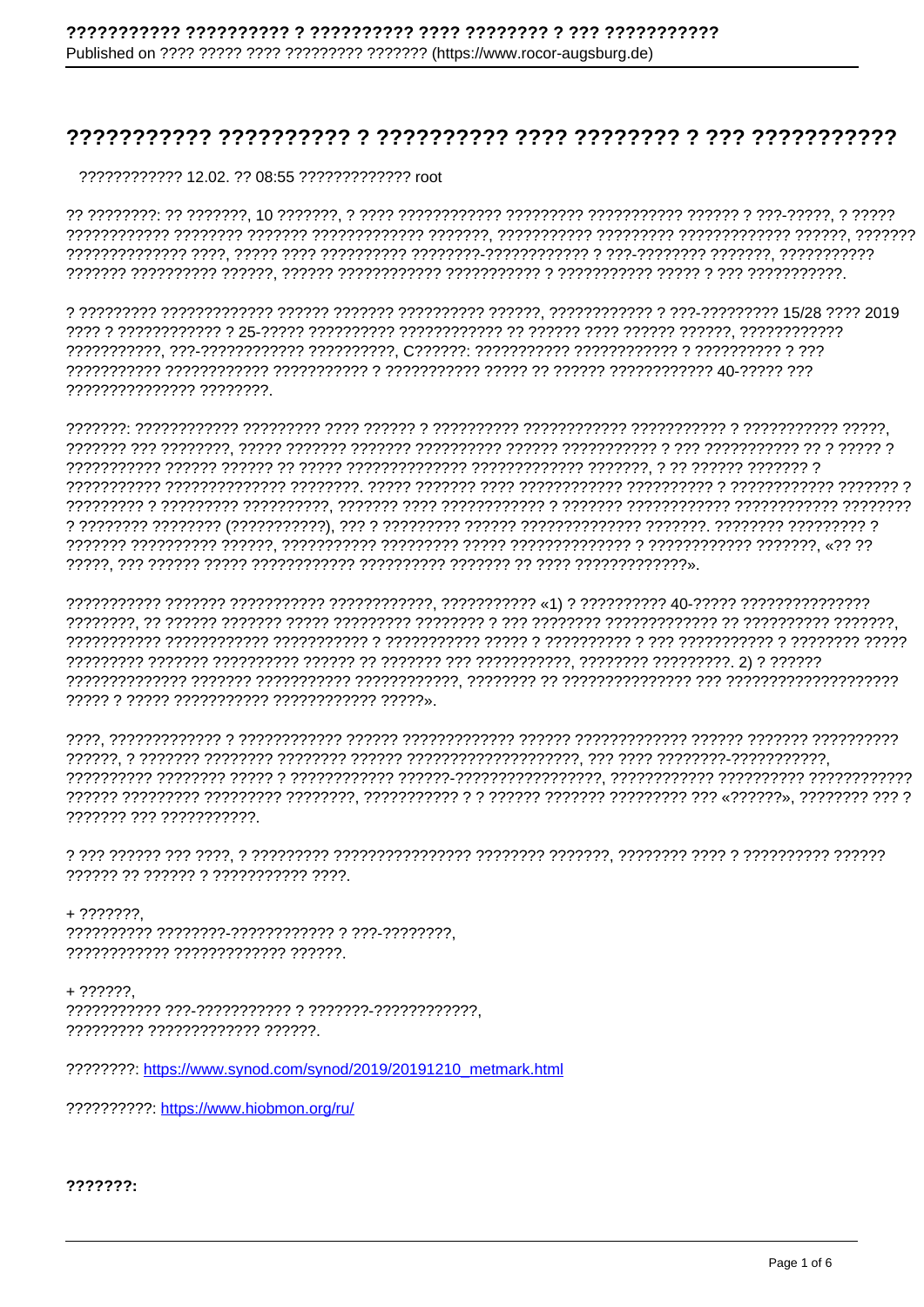# ??????????? ?????????? ? ?????????? ???? ???????? ? ??? ???????????

???????????? 12.02. ?? 08:55 ????????????? root

?? ????????: ?? ???????, 10 ???????, ? ???? ??????????? ????????? ??????????? ?????? ? ???-?????, ? ????? ???????????? ???????? ??????? ????????????? ???????, ??????????? ????????? ????????????? ??????, ??????? ?????????????? ????, ????? ???? ?????????? ????????-???????????? ? ???-???????? ???????, ??????????? ??????? ?????????? ??????, ?????? ??????????? ??????????? ? ??????????? ????? ? ??? ???????????.

? ????????? ????????????? ?????? ??????? ?????????? ??????, ???????????? ? ???-????????? 15/28 ???? 2019 ???? ? ???????????? ? 25-????? ?????????? ???????????? ?? ?????? ???? ?????? ??????, ???????????? ???????????, ???-???????????? ??????????, C??????: ??????????? ???????????? ? ?????????? ? ??? ??????????? ???????????? ??????????? ? ??????????? ????? ?? ?????? ???????????? 40-????? ??? ??????????????? ????????.

???????: ???????????? ????????? ???? ?????? ? ?????????? ???????????? ??????????? ? ??????????? ?????, ??????? ??? ????????, ????? ??????? ??????? ?????????? ?????? ??????????? ? ??? ??????????? ?? ? ????? ? ??????????? ?????? ?????? ?? ????? ?????????????? ????????????? ???????, ? ?? ?????? ??????? ? ??????????? ?????????????? ????????. ????? ??????? ???? ??????????? ?????????? ? ??????????? ??????? ? ????????? ? ????????? ??????????, ??????? ???? ???????????? ? ??????? ??????????? ???????????? ??????? ? ???????? ???????? (???????????), ??? ? ????????? ?????? ?????????????? ???????. ???????? ????????? ? ??????? ????????? ??????, ??????????? ????????? ????? ?????????????? ? ???????????? ???????, «?? ?? ?????, ??? ?????? ????? ???????????? ?????????? ??????? ?? ???? ??????????????».

??????????? ??????? ??????????? ????????????, ??????????? «1) ? ?????????? 40-????? ??????????????? ????????, ?? ?????? ??????? ????? ????????? ???????? ? ??? ???????? ????????????? ?? ?????????? ???????, ??????????? ??????????? ??????????? ? ??????????? ????? ? ?????????? ? ??? ??????????? ? ???????? ????? ????????? ??????? ?????????? ?????? ?? ??????? ??? ???????????, ???????? ?????????. 2) ? ?????? ?????????????? ??????? ??????????? ????????????, ???????? ?? ??????????????? ??? ????????????????????? ????? ? ????? ??????????? ???????????? ?????».

????, ????????????? ? ???????????? ?????? ????????????? ?????? ????????????? ?????? ??????? ?????????? ??????, ? ??????? ???????? ???????? ?????? ????????????????????, ??? ???? ????????-???????????, ?????????? ???????? ????? ? ??????????? ??????-?????????????????, ??????????? ????????? ???????????? ?????? ????????? ????????? ????????, ??????????? ? ? ?????? ??????? ????????? ??? «??????», ???????? ??? ? ??????? ??? ???????????.

? ??? ?????? ??? ????, ? ????????? ???????????????? ???????? ???????, ???????? ???? ? ?????????? ?????? ?????? ?? ?????? ? ??????????? ????.

+ ???????,
?????????? ????????-???????????? ? ???-????????,
???????????? ????????????? ??????.

+ ??????,
??????????? ???-??????????? ? ???????-????????????,
????????? ????????????? ??????.

????????: https://www.synod.com/synod/2019/20191210_metmark.html

??????????: https://www.hiobmon.org/ru/

**???????:**